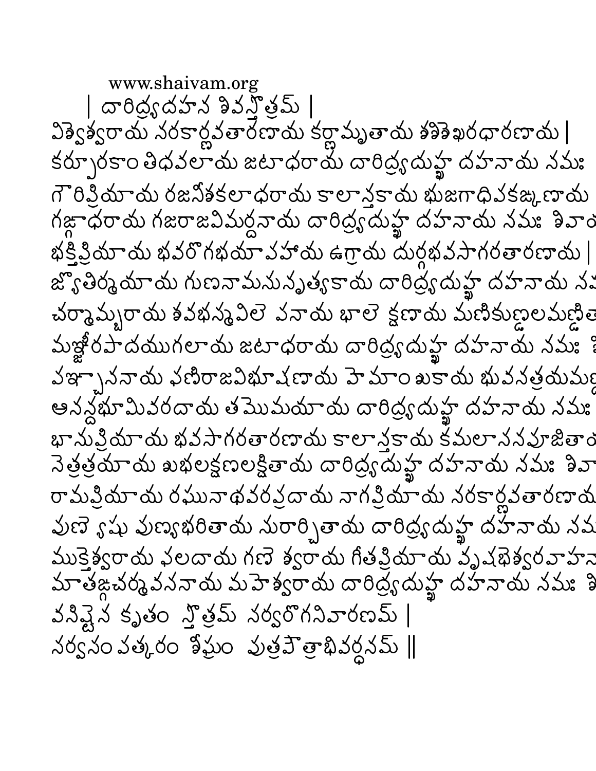www.shaivam.org

| దారిద్ర్యదహన శివస్తోత్రమ్ |

విశ్వేశ్వరాయ నరకార్ణవతారణాయ కర్ణామృతాయ శశిశేఖరధారణాయ |
కర్పూరకాంతిధవలాయ జటాధరాయ దారిద్ర్యదుఃఖ దహనాయ నమః

గౌరిప్రియాయ రజనీశకలాధరాయ కాలాన్తకాయ భుజగాధిపకఙ్కణాయ
గఙ్గాధరాయ గజరాజవిమర్దనాయ దారిద్ర్యదుఃఖ దహనాయ నమః శివా

భక్తిప్రియాయ భవరోగభయాపహాయ ఉగ్రాయ దుర్గభవసాగరతారణాయ |
జ్యోతిర్మయాయ గుణనామసునృత్యకాయ దారిద్ర్యదుఃఖ దహనాయ న

చర్మామ్బరాయ శవభస్మవిలేపనాయ భాలేక్షణాయ మణికుణ్డలమణ్డిత
మఞ్జీరపాదయుగలాయ జటాధరాయ దారిద్ర్యదుఃఖ దహనాయ నమః

పఞ్చాననాయ ఫణిరాజవిభూషణాయ హేమాంశుకాయ భువనత్రయమణ్
ఆనన్దభూమివరదాయ తమోమయాయ దారిద్ర్యదుఃఖ దహనాయ నమః

భానుప్రియాయ భవసాగరతారణాయ కాలాన్తకాయ కమలాసనపూజితా
నేత్రత్రయాయ శుభలక్షణలక్షితాయ దారిద్ర్యదుఃఖ దహనాయ నమః శివా

రామప్రియాయ రఘునాథవరప్రదాయ నాగప్రియాయ నరకార్ణవతారణా
పుణ్యేషు పుణ్యభరితాయ సురార్చితాయ దారిద్ర్యదుఃఖ దహనాయ నమ

ముక్తేశ్వరాయ ఫలదాయ గణేశ్వరాయ గీతప్రియాయ వృషభేశ్వరవాహన
మాతఙ్గచర్మవసనాయ మహేశ్వరాయ దారిద్ర్యదుఃఖ దహనాయ నమః శి

వసిష్ఠేన కృతం స్తోత్రమ్ సర్వరోగనివారణమ్ |
సర్వసంపత్కరం శీఘ్రం పుత్రపౌత్రాభివర్ధనమ్ ||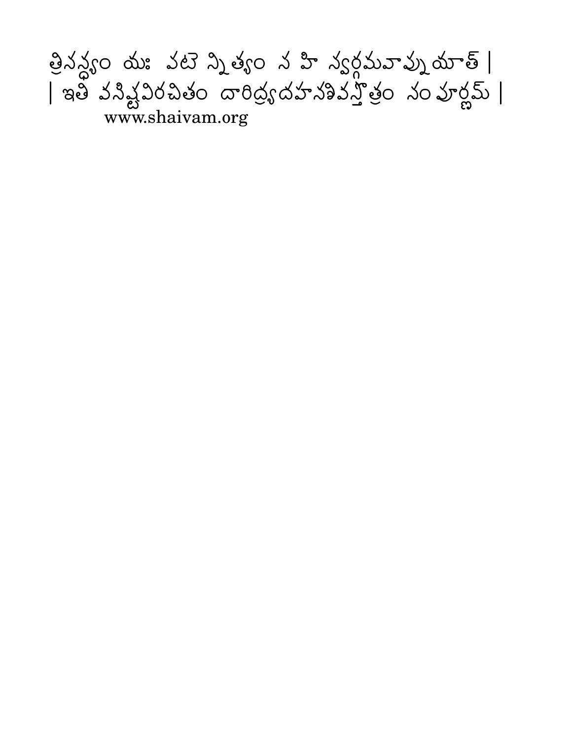త్రినన్ధ్యం యః వటె న్నిత్యం న హి న్వర్గమవాప్నుయాత్ |

| ఇతి వసిష్టవిరచితం దారిద్ర్యదహనశివస్తోత్రం నంపూర్ణమ్ |

www.shaivam.org